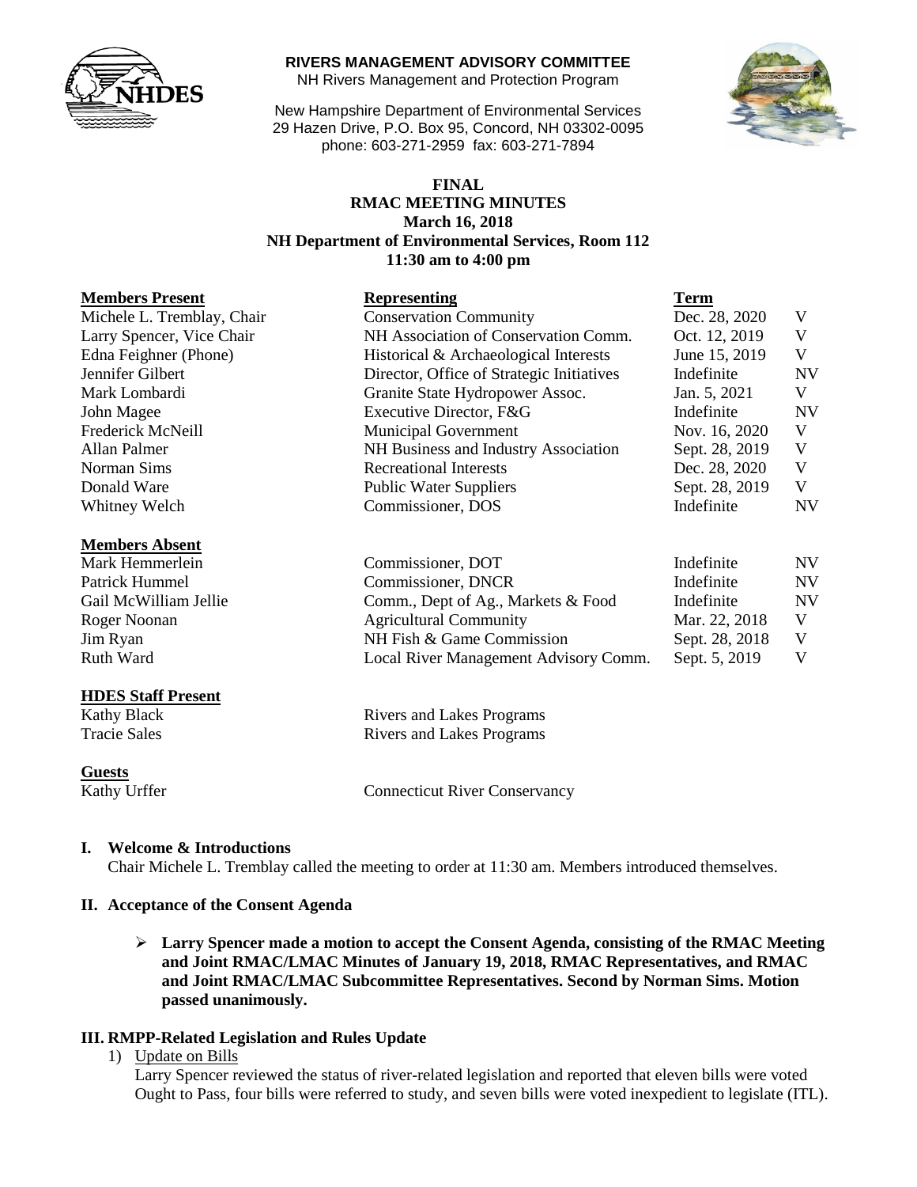**RIVERS MANAGEMENT ADVISORY COMMITTEE**
NH Rivers Management and Protection Program

New Hampshire Department of Environmental Services
29 Hazen Drive, P.O. Box 95, Concord, NH 03302-0095
phone: 603-271-2959 fax: 603-271-7894

**FINAL**
**RMAC MEETING MINUTES**
**March 16, 2018**
**NH Department of Environmental Services, Room 112**
**11:30 am to 4:00 pm**

| **Members Present** | **Representing** | **Term** | |
|---|---|---|---|
| Michele L. Tremblay, Chair | Conservation Community | Dec. 28, 2020 | V |
| Larry Spencer, Vice Chair | NH Association of Conservation Comm. | Oct. 12, 2019 | V |
| Edna Feighner (Phone) | Historical & Archaeological Interests | June 15, 2019 | V |
| Jennifer Gilbert | Director, Office of Strategic Initiatives | Indefinite | NV |
| Mark Lombardi | Granite State Hydropower Assoc. | Jan. 5, 2021 | V |
| John Magee | Executive Director, F&G | Indefinite | NV |
| Frederick McNeill | Municipal Government | Nov. 16, 2020 | V |
| Allan Palmer | NH Business and Industry Association | Sept. 28, 2019 | V |
| Norman Sims | Recreational Interests | Dec. 28, 2020 | V |
| Donald Ware | Public Water Suppliers | Sept. 28, 2019 | V |
| Whitney Welch | Commissioner, DOS | Indefinite | NV |

| **Members Absent** | | | |
|---|---|---|---|
| Mark Hemmerlein | Commissioner, DOT | Indefinite | NV |
| Patrick Hummel | Commissioner, DNCR | Indefinite | NV |
| Gail McWilliam Jellie | Comm., Dept of Ag., Markets & Food | Indefinite | NV |
| Roger Noonan | Agricultural Community | Mar. 22, 2018 | V |
| Jim Ryan | NH Fish & Game Commission | Sept. 28, 2018 | V |
| Ruth Ward | Local River Management Advisory Comm. | Sept. 5, 2019 | V |

**HDES Staff Present**

| | |
|---|---|
| Kathy Black | Rivers and Lakes Programs |
| Tracie Sales | Rivers and Lakes Programs |

**Guests**

| | |
|---|---|
| Kathy Urffer | Connecticut River Conservancy |

## I. Welcome & Introductions

Chair Michele L. Tremblay called the meeting to order at 11:30 am. Members introduced themselves.

## II. Acceptance of the Consent Agenda

- **Larry Spencer made a motion to accept the Consent Agenda, consisting of the RMAC Meeting and Joint RMAC/LMAC Minutes of January 19, 2018, RMAC Representatives, and RMAC and Joint RMAC/LMAC Subcommittee Representatives. Second by Norman Sims. Motion passed unanimously.**

## III. RMPP-Related Legislation and Rules Update

1) Update on Bills

Larry Spencer reviewed the status of river-related legislation and reported that eleven bills were voted Ought to Pass, four bills were referred to study, and seven bills were voted inexpedient to legislate (ITL).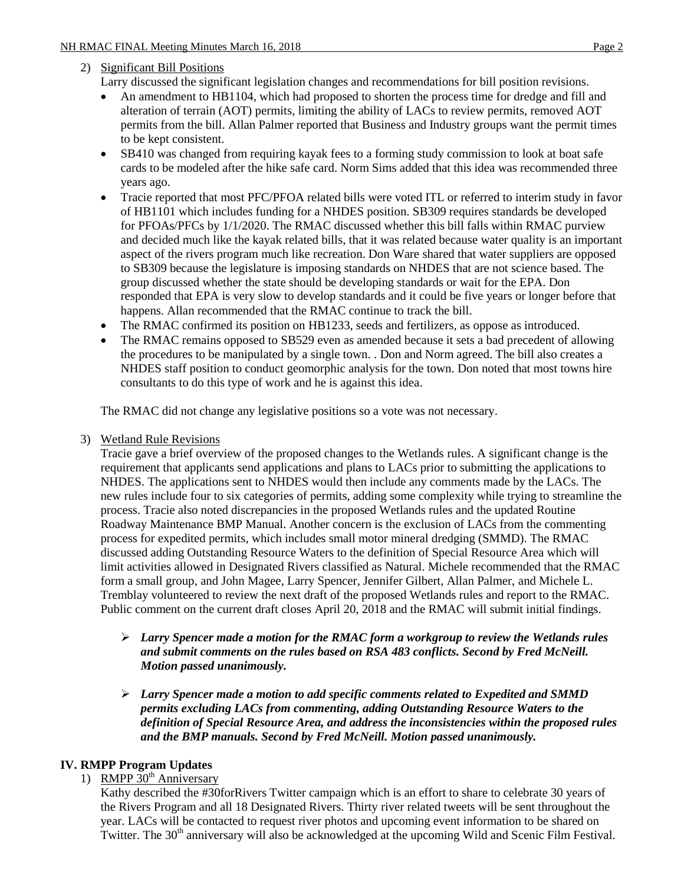2) Significant Bill Positions

Larry discussed the significant legislation changes and recommendations for bill position revisions.

- An amendment to HB1104, which had proposed to shorten the process time for dredge and fill and alteration of terrain (AOT) permits, limiting the ability of LACs to review permits, removed AOT permits from the bill. Allan Palmer reported that Business and Industry groups want the permit times to be kept consistent.
- SB410 was changed from requiring kayak fees to a forming study commission to look at boat safe cards to be modeled after the hike safe card. Norm Sims added that this idea was recommended three years ago.
- Tracie reported that most PFC/PFOA related bills were voted ITL or referred to interim study in favor of HB1101 which includes funding for a NHDES position. SB309 requires standards be developed for PFOAs/PFCs by 1/1/2020. The RMAC discussed whether this bill falls within RMAC purview and decided much like the kayak related bills, that it was related because water quality is an important aspect of the rivers program much like recreation. Don Ware shared that water suppliers are opposed to SB309 because the legislature is imposing standards on NHDES that are not science based. The group discussed whether the state should be developing standards or wait for the EPA. Don responded that EPA is very slow to develop standards and it could be five years or longer before that happens. Allan recommended that the RMAC continue to track the bill.
- The RMAC confirmed its position on HB1233, seeds and fertilizers, as oppose as introduced.
- The RMAC remains opposed to SB529 even as amended because it sets a bad precedent of allowing the procedures to be manipulated by a single town. . Don and Norm agreed. The bill also creates a NHDES staff position to conduct geomorphic analysis for the town. Don noted that most towns hire consultants to do this type of work and he is against this idea.

The RMAC did not change any legislative positions so a vote was not necessary.

3) Wetland Rule Revisions

Tracie gave a brief overview of the proposed changes to the Wetlands rules. A significant change is the requirement that applicants send applications and plans to LACs prior to submitting the applications to NHDES. The applications sent to NHDES would then include any comments made by the LACs. The new rules include four to six categories of permits, adding some complexity while trying to streamline the process. Tracie also noted discrepancies in the proposed Wetlands rules and the updated Routine Roadway Maintenance BMP Manual. Another concern is the exclusion of LACs from the commenting process for expedited permits, which includes small motor mineral dredging (SMMD). The RMAC discussed adding Outstanding Resource Waters to the definition of Special Resource Area which will limit activities allowed in Designated Rivers classified as Natural. Michele recommended that the RMAC form a small group, and John Magee, Larry Spencer, Jennifer Gilbert, Allan Palmer, and Michele L. Tremblay volunteered to review the next draft of the proposed Wetlands rules and report to the RMAC. Public comment on the current draft closes April 20, 2018 and the RMAC will submit initial findings.

- ***Larry Spencer made a motion for the RMAC form a workgroup to review the Wetlands rules and submit comments on the rules based on RSA 483 conflicts. Second by Fred McNeill. Motion passed unanimously.***

- ***Larry Spencer made a motion to add specific comments related to Expedited and SMMD permits excluding LACs from commenting, adding Outstanding Resource Waters to the definition of Special Resource Area, and address the inconsistencies within the proposed rules and the BMP manuals. Second by Fred McNeill. Motion passed unanimously.***

## IV. RMPP Program Updates

1) RMPP 30th Anniversary

Kathy described the #30forRivers Twitter campaign which is an effort to share to celebrate 30 years of the Rivers Program and all 18 Designated Rivers. Thirty river related tweets will be sent throughout the year. LACs will be contacted to request river photos and upcoming event information to be shared on Twitter. The 30th anniversary will also be acknowledged at the upcoming Wild and Scenic Film Festival.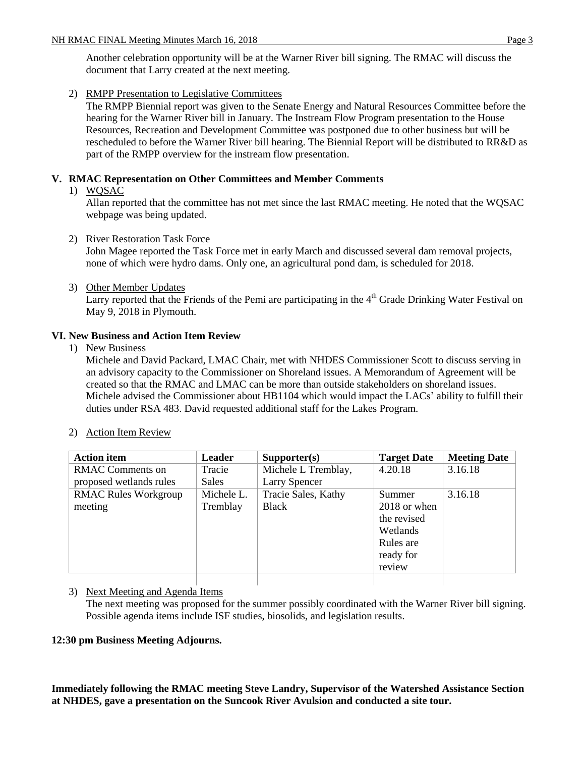Another celebration opportunity will be at the Warner River bill signing. The RMAC will discuss the document that Larry created at the next meeting.

2) RMPP Presentation to Legislative Committees

The RMPP Biennial report was given to the Senate Energy and Natural Resources Committee before the hearing for the Warner River bill in January. The Instream Flow Program presentation to the House Resources, Recreation and Development Committee was postponed due to other business but will be rescheduled to before the Warner River bill hearing. The Biennial Report will be distributed to RR&D as part of the RMPP overview for the instream flow presentation.

## V. RMAC Representation on Other Committees and Member Comments

1) WQSAC

Allan reported that the committee has not met since the last RMAC meeting. He noted that the WQSAC webpage was being updated.

2) River Restoration Task Force

John Magee reported the Task Force met in early March and discussed several dam removal projects, none of which were hydro dams. Only one, an agricultural pond dam, is scheduled for 2018.

3) Other Member Updates

Larry reported that the Friends of the Pemi are participating in the 4th Grade Drinking Water Festival on May 9, 2018 in Plymouth.

## VI. New Business and Action Item Review

1) New Business

Michele and David Packard, LMAC Chair, met with NHDES Commissioner Scott to discuss serving in an advisory capacity to the Commissioner on Shoreland issues. A Memorandum of Agreement will be created so that the RMAC and LMAC can be more than outside stakeholders on shoreland issues. Michele advised the Commissioner about HB1104 which would impact the LACs' ability to fulfill their duties under RSA 483. David requested additional staff for the Lakes Program.

2) Action Item Review

| Action item | Leader | Supporter(s) | Target Date | Meeting Date |
|---|---|---|---|---|
| RMAC Comments on proposed wetlands rules | Tracie Sales | Michele L Tremblay, Larry Spencer | 4.20.18 | 3.16.18 |
| RMAC Rules Workgroup meeting | Michele L. Tremblay | Tracie Sales, Kathy Black | Summer 2018 or when the revised Wetlands Rules are ready for review | 3.16.18 |
| | | | | |

3) Next Meeting and Agenda Items

The next meeting was proposed for the summer possibly coordinated with the Warner River bill signing. Possible agenda items include ISF studies, biosolids, and legislation results.

**12:30 pm Business Meeting Adjourns.**

**Immediately following the RMAC meeting Steve Landry, Supervisor of the Watershed Assistance Section at NHDES, gave a presentation on the Suncook River Avulsion and conducted a site tour.**